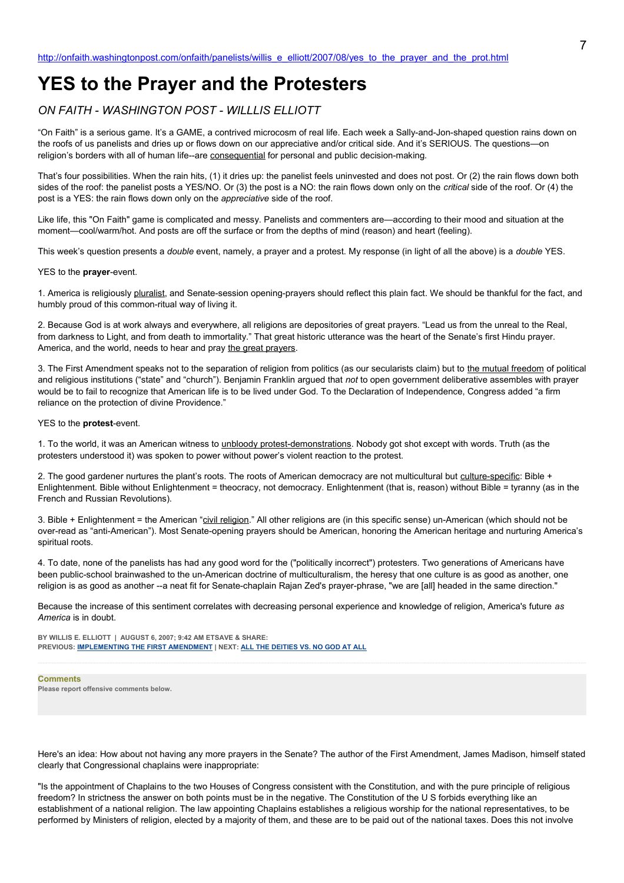http://onfaith.washingtonpost.com/onfaith/panelists/willis_e_elliott/2007/08/yes_to_the_prayer_and_the_prot.html

# YES to the Prayer and the Protesters

*ON FAITH - WASHINGTON POST - WILLLIS ELLIOTT*

"On Faith" is a serious game. It's a GAME, a contrived microcosm of real life. Each week a Sally-and-Jon-shaped question rains down on the roofs of us panelists and dries up or flows down on our appreciative and/or critical side. And it's SERIOUS. The questions—on religion's borders with all of human life--are consequential for personal and public decision-making.

That's four possibilities. When the rain hits, (1) it dries up: the panelist feels uninvested and does not post. Or (2) the rain flows down both sides of the roof: the panelist posts a YES/NO. Or (3) the post is a NO: the rain flows down only on the *critical* side of the roof. Or (4) the post is a YES: the rain flows down only on the *appreciative* side of the roof.

Like life, this "On Faith" game is complicated and messy. Panelists and commenters are—according to their mood and situation at the moment—cool/warm/hot. And posts are off the surface or from the depths of mind (reason) and heart (feeling).

This week's question presents a *double* event, namely, a prayer and a protest. My response (in light of all the above) is a *double* YES.

YES to the **prayer**-event.

1. America is religiously pluralist, and Senate-session opening-prayers should reflect this plain fact. We should be thankful for the fact, and humbly proud of this common-ritual way of living it.

2. Because God is at work always and everywhere, all religions are depositories of great prayers. "Lead us from the unreal to the Real, from darkness to Light, and from death to immortality." That great historic utterance was the heart of the Senate's first Hindu prayer. America, and the world, needs to hear and pray the great prayers.

3. The First Amendment speaks not to the separation of religion from politics (as our secularists claim) but to the mutual freedom of political and religious institutions ("state" and "church"). Benjamin Franklin argued that *not* to open government deliberative assembles with prayer would be to fail to recognize that American life is to be lived under God. To the Declaration of Independence, Congress added "a firm reliance on the protection of divine Providence."

YES to the **protest**-event.

1. To the world, it was an American witness to unbloody protest-demonstrations. Nobody got shot except with words. Truth (as the protesters understood it) was spoken to power without power's violent reaction to the protest.

2. The good gardener nurtures the plant's roots. The roots of American democracy are not multicultural but culture-specific: Bible + Enlightenment. Bible without Enlightenment = theocracy, not democracy. Enlightenment (that is, reason) without Bible = tyranny (as in the French and Russian Revolutions).

3. Bible + Enlightenment = the American "civil religion." All other religions are (in this specific sense) un-American (which should not be over-read as "anti-American"). Most Senate-opening prayers should be American, honoring the American heritage and nurturing America's spiritual roots.

4. To date, none of the panelists has had any good word for the ("politically incorrect") protesters. Two generations of Americans have been public-school brainwashed to the un-American doctrine of multiculturalism, the heresy that one culture is as good as another, one religion is as good as another --a neat fit for Senate-chaplain Rajan Zed's prayer-phrase, "we are [all] headed in the same direction."

Because the increase of this sentiment correlates with decreasing personal experience and knowledge of religion, America's future *as America* is in doubt.

**BY WILLIS E. ELLIOTT | AUGUST 6, 2007; 9:42 AM ETSAVE & SHARE:**
**PREVIOUS: IMPLEMENTING THE FIRST AMENDMENT | NEXT: ALL THE DEITIES VS. NO GOD AT ALL**

**Comments**
**Please report offensive comments below.**

Here's an idea: How about not having any more prayers in the Senate? The author of the First Amendment, James Madison, himself stated clearly that Congressional chaplains were inappropriate:

"Is the appointment of Chaplains to the two Houses of Congress consistent with the Constitution, and with the pure principle of religious freedom? In strictness the answer on both points must be in the negative. The Constitution of the U S forbids everything like an establishment of a national religion. The law appointing Chaplains establishes a religious worship for the national representatives, to be performed by Ministers of religion, elected by a majority of them, and these are to be paid out of the national taxes. Does this not involve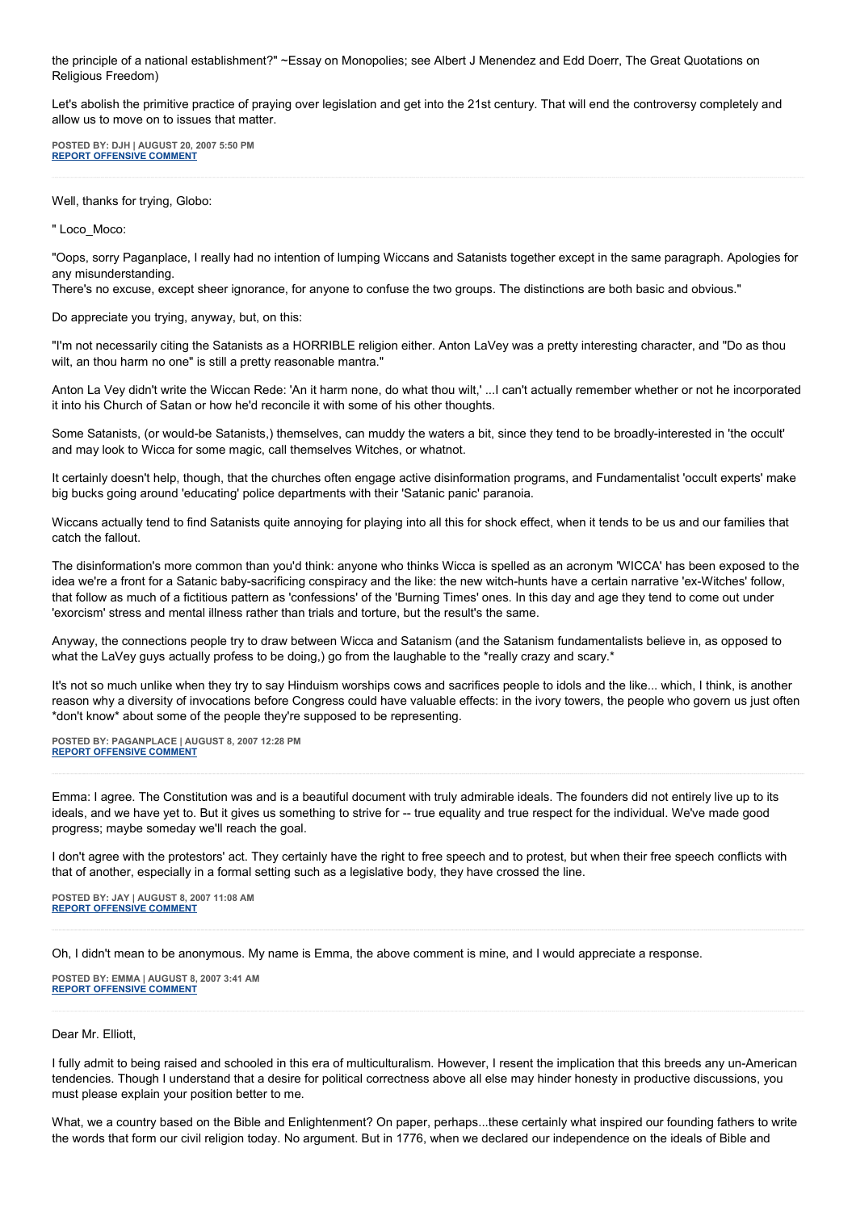the principle of a national establishment?" ~Essay on Monopolies; see Albert J Menendez and Edd Doerr, The Great Quotations on Religious Freedom)

Let's abolish the primitive practice of praying over legislation and get into the 21st century. That will end the controversy completely and allow us to move on to issues that matter.

**POSTED BY: DJH | AUGUST 20, 2007 5:50 PM**
**REPORT OFFENSIVE COMMENT**

---

Well, thanks for trying, Globo:

" Loco_Moco:

"Oops, sorry Paganplace, I really had no intention of lumping Wiccans and Satanists together except in the same paragraph. Apologies for any misunderstanding.
There's no excuse, except sheer ignorance, for anyone to confuse the two groups. The distinctions are both basic and obvious."

Do appreciate you trying, anyway, but, on this:

"I'm not necessarily citing the Satanists as a HORRIBLE religion either. Anton LaVey was a pretty interesting character, and "Do as thou wilt, an thou harm no one" is still a pretty reasonable mantra."

Anton La Vey didn't write the Wiccan Rede: 'An it harm none, do what thou wilt,' ...I can't actually remember whether or not he incorporated it into his Church of Satan or how he'd reconcile it with some of his other thoughts.

Some Satanists, (or would-be Satanists,) themselves, can muddy the waters a bit, since they tend to be broadly-interested in 'the occult' and may look to Wicca for some magic, call themselves Witches, or whatnot.

It certainly doesn't help, though, that the churches often engage active disinformation programs, and Fundamentalist 'occult experts' make big bucks going around 'educating' police departments with their 'Satanic panic' paranoia.

Wiccans actually tend to find Satanists quite annoying for playing into all this for shock effect, when it tends to be us and our families that catch the fallout.

The disinformation's more common than you'd think: anyone who thinks Wicca is spelled as an acronym 'WICCA' has been exposed to the idea we're a front for a Satanic baby-sacrificing conspiracy and the like: the new witch-hunts have a certain narrative 'ex-Witches' follow, that follow as much of a fictitious pattern as 'confessions' of the 'Burning Times' ones. In this day and age they tend to come out under 'exorcism' stress and mental illness rather than trials and torture, but the result's the same.

Anyway, the connections people try to draw between Wicca and Satanism (and the Satanism fundamentalists believe in, as opposed to what the LaVey guys actually profess to be doing,) go from the laughable to the *really crazy and scary.*

It's not so much unlike when they try to say Hinduism worships cows and sacrifices people to idols and the like... which, I think, is another reason why a diversity of invocations before Congress could have valuable effects: in the ivory towers, the people who govern us just often *don't know* about some of the people they're supposed to be representing.

**POSTED BY: PAGANPLACE | AUGUST 8, 2007 12:28 PM**
**REPORT OFFENSIVE COMMENT**

---

Emma: I agree. The Constitution was and is a beautiful document with truly admirable ideals. The founders did not entirely live up to its ideals, and we have yet to. But it gives us something to strive for -- true equality and true respect for the individual. We've made good progress; maybe someday we'll reach the goal.

I don't agree with the protestors' act. They certainly have the right to free speech and to protest, but when their free speech conflicts with that of another, especially in a formal setting such as a legislative body, they have crossed the line.

**POSTED BY: JAY | AUGUST 8, 2007 11:08 AM**
**REPORT OFFENSIVE COMMENT**

---

Oh, I didn't mean to be anonymous. My name is Emma, the above comment is mine, and I would appreciate a response.

**POSTED BY: EMMA | AUGUST 8, 2007 3:41 AM**
**REPORT OFFENSIVE COMMENT**

---

Dear Mr. Elliott,

I fully admit to being raised and schooled in this era of multiculturalism. However, I resent the implication that this breeds any un-American tendencies. Though I understand that a desire for political correctness above all else may hinder honesty in productive discussions, you must please explain your position better to me.

What, we a country based on the Bible and Enlightenment? On paper, perhaps...these certainly what inspired our founding fathers to write the words that form our civil religion today. No argument. But in 1776, when we declared our independence on the ideals of Bible and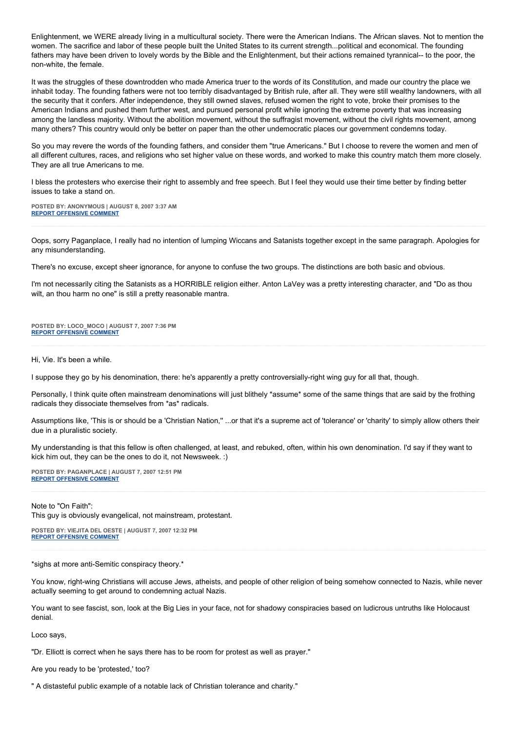Enlightenment, we WERE already living in a multicultural society. There were the American Indians. The African slaves. Not to mention the women. The sacrifice and labor of these people built the United States to its current strength...political and economical. The founding fathers may have been driven to lovely words by the Bible and the Enlightenment, but their actions remained tyrannical-- to the poor, the non-white, the female.

It was the struggles of these downtrodden who made America truer to the words of its Constitution, and made our country the place we inhabit today. The founding fathers were not too terribly disadvantaged by British rule, after all. They were still wealthy landowners, with all the security that it confers. After independence, they still owned slaves, refused women the right to vote, broke their promises to the American Indians and pushed them further west, and pursued personal profit while ignoring the extreme poverty that was increasing among the landless majority. Without the abolition movement, without the suffragist movement, without the civil rights movement, among many others? This country would only be better on paper than the other undemocratic places our government condemns today.

So you may revere the words of the founding fathers, and consider them "true Americans." But I choose to revere the women and men of all different cultures, races, and religions who set higher value on these words, and worked to make this country match them more closely. They are all true Americans to me.

I bless the protesters who exercise their right to assembly and free speech. But I feel they would use their time better by finding better issues to take a stand on.

**POSTED BY: ANONYMOUS | AUGUST 8, 2007 3:37 AM**
**REPORT OFFENSIVE COMMENT**

---

Oops, sorry Paganplace, I really had no intention of lumping Wiccans and Satanists together except in the same paragraph. Apologies for any misunderstanding.

There's no excuse, except sheer ignorance, for anyone to confuse the two groups. The distinctions are both basic and obvious.

I'm not necessarily citing the Satanists as a HORRIBLE religion either. Anton LaVey was a pretty interesting character, and "Do as thou wilt, an thou harm no one" is still a pretty reasonable mantra.

**POSTED BY: LOCO_MOCO | AUGUST 7, 2007 7:36 PM**
**REPORT OFFENSIVE COMMENT**

---

Hi, Vie. It's been a while.

I suppose they go by his denomination, there: he's apparently a pretty controversially-right wing guy for all that, though.

Personally, I think quite often mainstream denominations will just blithely *assume* some of the same things that are said by the frothing radicals they dissociate themselves from *as* radicals.

Assumptions like, 'This is or should be a 'Christian Nation,'' ...or that it's a supreme act of 'tolerance' or 'charity' to simply allow others their due in a pluralistic society.

My understanding is that this fellow is often challenged, at least, and rebuked, often, within his own denomination. I'd say if they want to kick him out, they can be the ones to do it, not Newsweek. :)

**POSTED BY: PAGANPLACE | AUGUST 7, 2007 12:51 PM**
**REPORT OFFENSIVE COMMENT**

---

Note to "On Faith":
This guy is obviously evangelical, not mainstream, protestant.

**POSTED BY: VIEJITA DEL OESTE | AUGUST 7, 2007 12:32 PM**
**REPORT OFFENSIVE COMMENT**

---

*sighs at more anti-Semitic conspiracy theory.*

You know, right-wing Christians will accuse Jews, atheists, and people of other religion of being somehow connected to Nazis, while never actually seeming to get around to condemning actual Nazis.

You want to see fascist, son, look at the Big Lies in your face, not for shadowy conspiracies based on ludicrous untruths like Holocaust denial.

Loco says,

"Dr. Elliott is correct when he says there has to be room for protest as well as prayer."

Are you ready to be 'protested,' too?

" A distasteful public example of a notable lack of Christian tolerance and charity."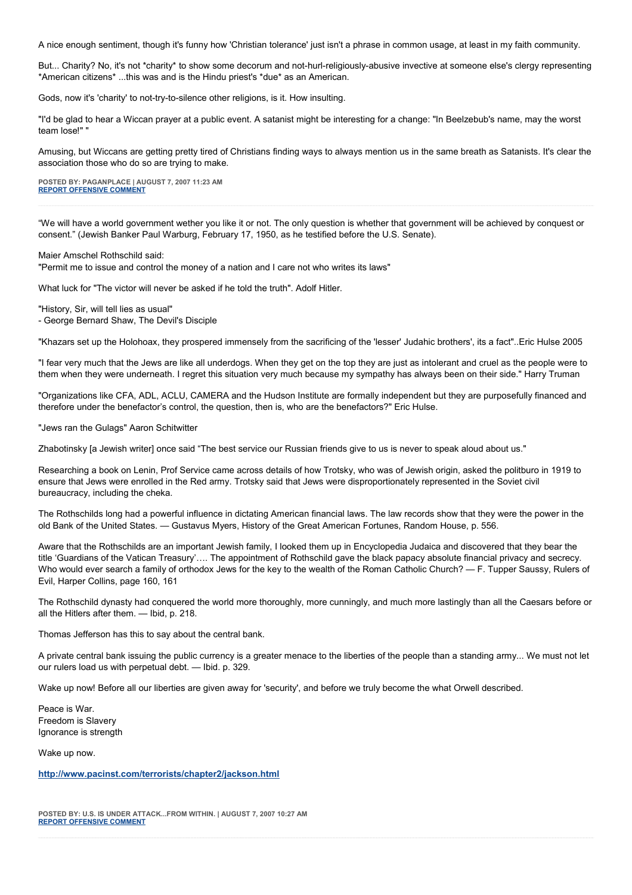A nice enough sentiment, though it's funny how 'Christian tolerance' just isn't a phrase in common usage, at least in my faith community.

But... Charity? No, it's not *charity* to show some decorum and not-hurl-religiously-abusive invective at someone else's clergy representing *American citizens* ...this was and is the Hindu priest's *due* as an American.

Gods, now it's 'charity' to not-try-to-silence other religions, is it. How insulting.

"I'd be glad to hear a Wiccan prayer at a public event. A satanist might be interesting for a change: "In Beelzebub's name, may the worst team lose!" "

Amusing, but Wiccans are getting pretty tired of Christians finding ways to always mention us in the same breath as Satanists. It's clear the association those who do so are trying to make.

**POSTED BY: PAGANPLACE | AUGUST 7, 2007 11:23 AM**
**REPORT OFFENSIVE COMMENT**

---

“We will have a world government wether you like it or not. The only question is whether that government will be achieved by conquest or consent.” (Jewish Banker Paul Warburg, February 17, 1950, as he testified before the U.S. Senate).

Maier Amschel Rothschild said:
"Permit me to issue and control the money of a nation and I care not who writes its laws"

What luck for "The victor will never be asked if he told the truth". Adolf Hitler.

"History, Sir, will tell lies as usual"
- George Bernard Shaw, The Devil's Disciple

"Khazars set up the Holohoax, they prospered immensely from the sacrificing of the 'lesser' Judahic brothers', its a fact"..Eric Hulse 2005

"I fear very much that the Jews are like all underdogs. When they get on the top they are just as intolerant and cruel as the people were to them when they were underneath. I regret this situation very much because my sympathy has always been on their side." Harry Truman

"Organizations like CFA, ADL, ACLU, CAMERA and the Hudson Institute are formally independent but they are purposefully financed and therefore under the benefactor’s control, the question, then is, who are the benefactors?" Eric Hulse.

"Jews ran the Gulags" Aaron Schitwitter

Zhabotinsky [a Jewish writer] once said “The best service our Russian friends give to us is never to speak aloud about us."

Researching a book on Lenin, Prof Service came across details of how Trotsky, who was of Jewish origin, asked the politburo in 1919 to ensure that Jews were enrolled in the Red army. Trotsky said that Jews were disproportionately represented in the Soviet civil bureaucracy, including the cheka.

The Rothschilds long had a powerful influence in dictating American financial laws. The law records show that they were the power in the old Bank of the United States. — Gustavus Myers, History of the Great American Fortunes, Random House, p. 556.

Aware that the Rothschilds are an important Jewish family, I looked them up in Encyclopedia Judaica and discovered that they bear the title ‘Guardians of the Vatican Treasury’…. The appointment of Rothschild gave the black papacy absolute financial privacy and secrecy. Who would ever search a family of orthodox Jews for the key to the wealth of the Roman Catholic Church? — F. Tupper Saussy, Rulers of Evil, Harper Collins, page 160, 161

The Rothschild dynasty had conquered the world more thoroughly, more cunningly, and much more lastingly than all the Caesars before or all the Hitlers after them. — Ibid, p. 218.

Thomas Jefferson has this to say about the central bank.

A private central bank issuing the public currency is a greater menace to the liberties of the people than a standing army... We must not let our rulers load us with perpetual debt. — Ibid. p. 329.

Wake up now! Before all our liberties are given away for 'security', and before we truly become the what Orwell described.

Peace is War.
Freedom is Slavery
Ignorance is strength

Wake up now.

**http://www.pacinst.com/terrorists/chapter2/jackson.html**

**POSTED BY: U.S. IS UNDER ATTACK...FROM WITHIN. | AUGUST 7, 2007 10:27 AM**
**REPORT OFFENSIVE COMMENT**

---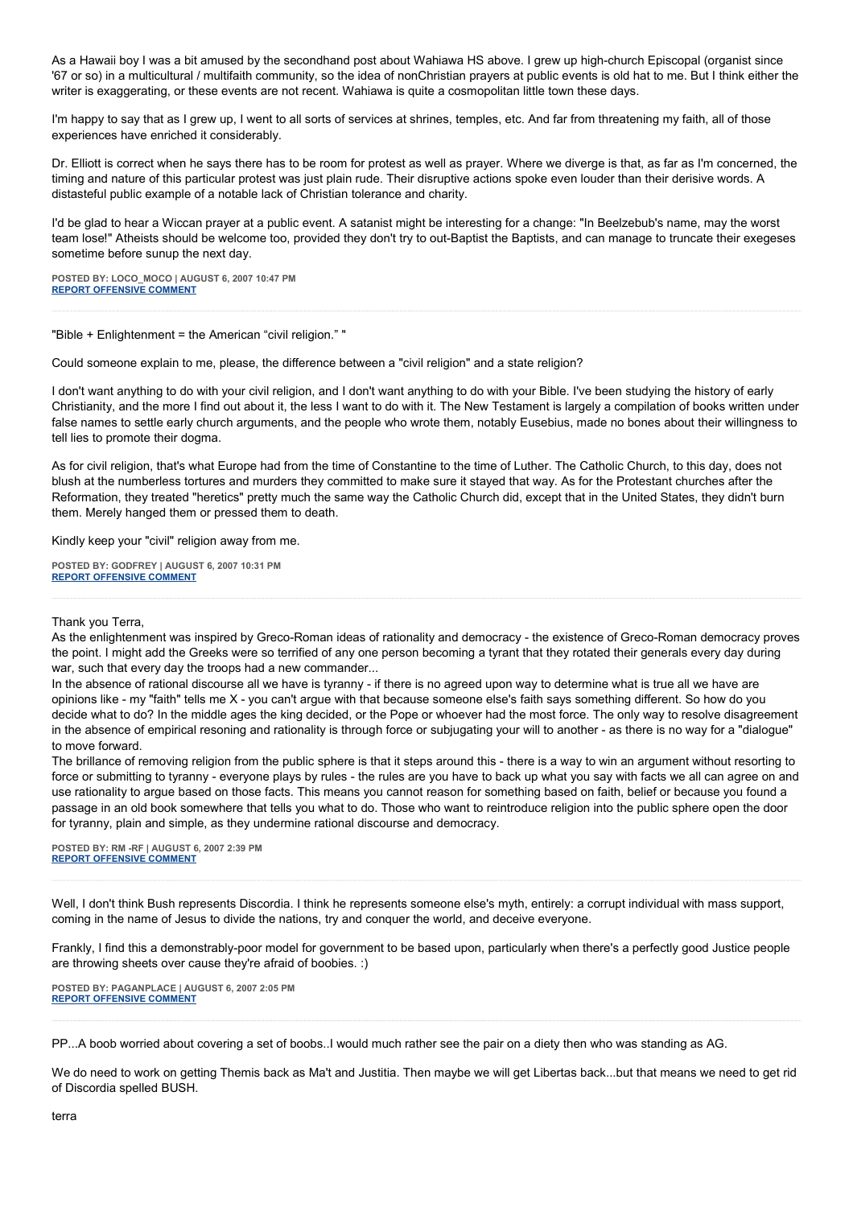As a Hawaii boy I was a bit amused by the secondhand post about Wahiawa HS above. I grew up high-church Episcopal (organist since '67 or so) in a multicultural / multifaith community, so the idea of nonChristian prayers at public events is old hat to me. But I think either the writer is exaggerating, or these events are not recent. Wahiawa is quite a cosmopolitan little town these days.

I'm happy to say that as I grew up, I went to all sorts of services at shrines, temples, etc. And far from threatening my faith, all of those experiences have enriched it considerably.

Dr. Elliott is correct when he says there has to be room for protest as well as prayer. Where we diverge is that, as far as I'm concerned, the timing and nature of this particular protest was just plain rude. Their disruptive actions spoke even louder than their derisive words. A distasteful public example of a notable lack of Christian tolerance and charity.

I'd be glad to hear a Wiccan prayer at a public event. A satanist might be interesting for a change: "In Beelzebub's name, may the worst team lose!" Atheists should be welcome too, provided they don't try to out-Baptist the Baptists, and can manage to truncate their exegeses sometime before sunup the next day.

**POSTED BY: LOCO_MOCO | AUGUST 6, 2007 10:47 PM**
**REPORT OFFENSIVE COMMENT**

---

"Bible + Enlightenment = the American “civil religion.” "

Could someone explain to me, please, the difference between a "civil religion" and a state religion?

I don't want anything to do with your civil religion, and I don't want anything to do with your Bible. I've been studying the history of early Christianity, and the more I find out about it, the less I want to do with it. The New Testament is largely a compilation of books written under false names to settle early church arguments, and the people who wrote them, notably Eusebius, made no bones about their willingness to tell lies to promote their dogma.

As for civil religion, that's what Europe had from the time of Constantine to the time of Luther. The Catholic Church, to this day, does not blush at the numberless tortures and murders they committed to make sure it stayed that way. As for the Protestant churches after the Reformation, they treated "heretics" pretty much the same way the Catholic Church did, except that in the United States, they didn't burn them. Merely hanged them or pressed them to death.

Kindly keep your "civil" religion away from me.

**POSTED BY: GODFREY | AUGUST 6, 2007 10:31 PM**
**REPORT OFFENSIVE COMMENT**

---

Thank you Terra,
As the enlightenment was inspired by Greco-Roman ideas of rationality and democracy - the existence of Greco-Roman democracy proves the point. I might add the Greeks were so terrified of any one person becoming a tyrant that they rotated their generals every day during war, such that every day the troops had a new commander...
In the absence of rational discourse all we have is tyranny - if there is no agreed upon way to determine what is true all we have are opinions like - my "faith" tells me X - you can't argue with that because someone else's faith says something different. So how do you decide what to do? In the middle ages the king decided, or the Pope or whoever had the most force. The only way to resolve disagreement in the absence of empirical resoning and rationality is through force or subjugating your will to another - as there is no way for a "dialogue" to move forward.
The brillance of removing religion from the public sphere is that it steps around this - there is a way to win an argument without resorting to force or submitting to tyranny - everyone plays by rules - the rules are you have to back up what you say with facts we all can agree on and use rationality to argue based on those facts. This means you cannot reason for something based on faith, belief or because you found a passage in an old book somewhere that tells you what to do. Those who want to reintroduce religion into the public sphere open the door for tyranny, plain and simple, as they undermine rational discourse and democracy.

**POSTED BY: RM -RF | AUGUST 6, 2007 2:39 PM**
**REPORT OFFENSIVE COMMENT**

---

Well, I don't think Bush represents Discordia. I think he represents someone else's myth, entirely: a corrupt individual with mass support, coming in the name of Jesus to divide the nations, try and conquer the world, and deceive everyone.

Frankly, I find this a demonstrably-poor model for government to be based upon, particularly when there's a perfectly good Justice people are throwing sheets over cause they're afraid of boobies. :)

**POSTED BY: PAGANPLACE | AUGUST 6, 2007 2:05 PM**
**REPORT OFFENSIVE COMMENT**

---

PP...A boob worried about covering a set of boobs..I would much rather see the pair on a diety then who was standing as AG.

We do need to work on getting Themis back as Ma't and Justitia. Then maybe we will get Libertas back...but that means we need to get rid of Discordia spelled BUSH.

terra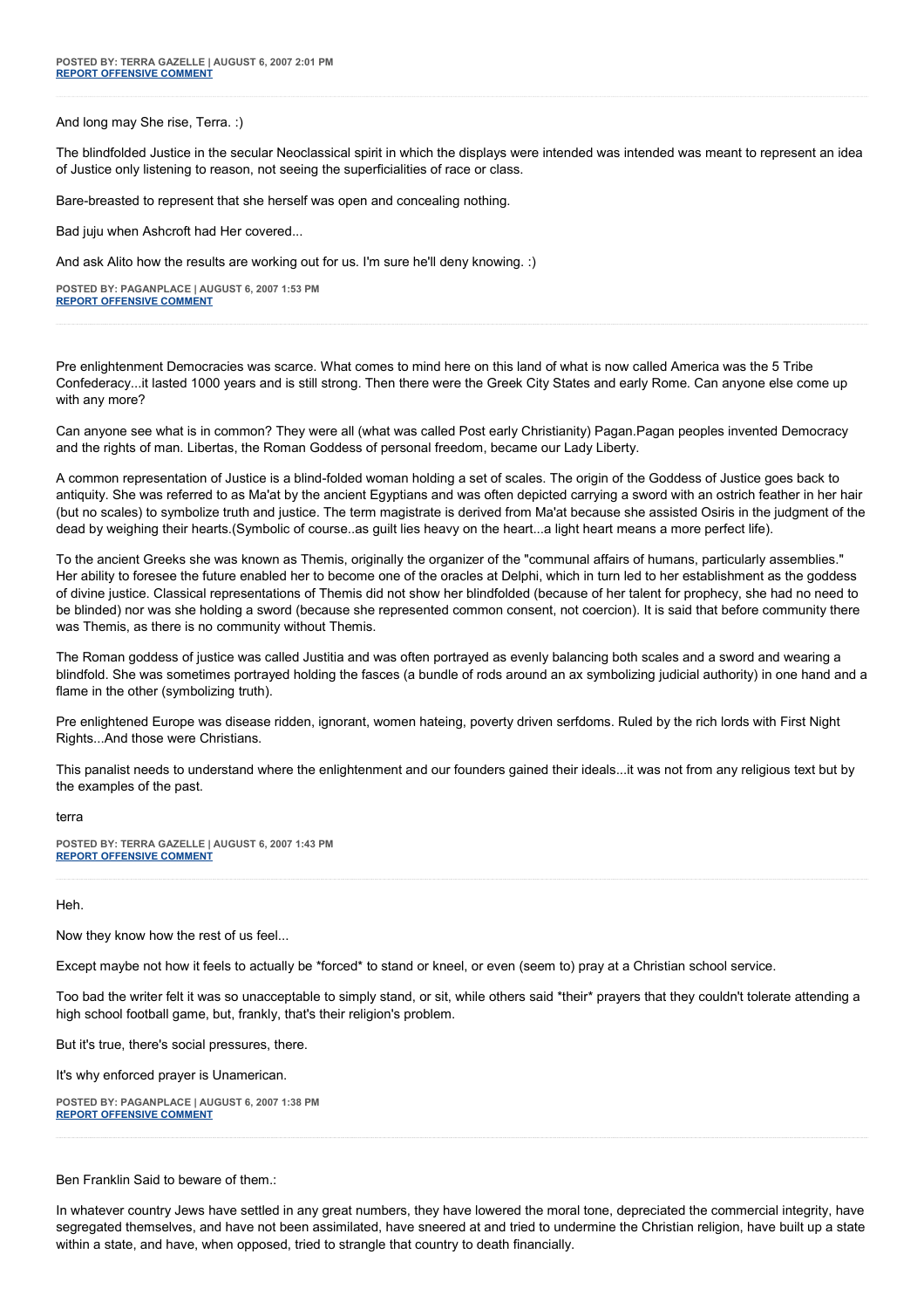**POSTED BY: TERRA GAZELLE | AUGUST 6, 2007 2:01 PM**
**REPORT OFFENSIVE COMMENT**

---

And long may She rise, Terra. :)

The blindfolded Justice in the secular Neoclassical spirit in which the displays were intended was intended was meant to represent an idea of Justice only listening to reason, not seeing the superficialities of race or class.

Bare-breasted to represent that she herself was open and concealing nothing.

Bad juju when Ashcroft had Her covered...

And ask Alito how the results are working out for us. I'm sure he'll deny knowing. :)

**POSTED BY: PAGANPLACE | AUGUST 6, 2007 1:53 PM**
**REPORT OFFENSIVE COMMENT**

---

Pre enlightenment Democracies was scarce. What comes to mind here on this land of what is now called America was the 5 Tribe Confederacy...it lasted 1000 years and is still strong. Then there were the Greek City States and early Rome. Can anyone else come up with any more?

Can anyone see what is in common? They were all (what was called Post early Christianity) Pagan.Pagan peoples invented Democracy and the rights of man. Libertas, the Roman Goddess of personal freedom, became our Lady Liberty.

A common representation of Justice is a blind-folded woman holding a set of scales. The origin of the Goddess of Justice goes back to antiquity. She was referred to as Ma'at by the ancient Egyptians and was often depicted carrying a sword with an ostrich feather in her hair (but no scales) to symbolize truth and justice. The term magistrate is derived from Ma'at because she assisted Osiris in the judgment of the dead by weighing their hearts.(Symbolic of course..as guilt lies heavy on the heart...a light heart means a more perfect life).

To the ancient Greeks she was known as Themis, originally the organizer of the "communal affairs of humans, particularly assemblies." Her ability to foresee the future enabled her to become one of the oracles at Delphi, which in turn led to her establishment as the goddess of divine justice. Classical representations of Themis did not show her blindfolded (because of her talent for prophecy, she had no need to be blinded) nor was she holding a sword (because she represented common consent, not coercion). It is said that before community there was Themis, as there is no community without Themis.

The Roman goddess of justice was called Justitia and was often portrayed as evenly balancing both scales and a sword and wearing a blindfold. She was sometimes portrayed holding the fasces (a bundle of rods around an ax symbolizing judicial authority) in one hand and a flame in the other (symbolizing truth).

Pre enlightened Europe was disease ridden, ignorant, women hateing, poverty driven serfdoms. Ruled by the rich lords with First Night Rights...And those were Christians.

This panalist needs to understand where the enlightenment and our founders gained their ideals...it was not from any religious text but by the examples of the past.

terra

**POSTED BY: TERRA GAZELLE | AUGUST 6, 2007 1:43 PM**
**REPORT OFFENSIVE COMMENT**

---

Heh.

Now they know how the rest of us feel...

Except maybe not how it feels to actually be *forced* to stand or kneel, or even (seem to) pray at a Christian school service.

Too bad the writer felt it was so unacceptable to simply stand, or sit, while others said *their* prayers that they couldn't tolerate attending a high school football game, but, frankly, that's their religion's problem.

But it's true, there's social pressures, there.

It's why enforced prayer is Unamerican.

**POSTED BY: PAGANPLACE | AUGUST 6, 2007 1:38 PM**
**REPORT OFFENSIVE COMMENT**

---

Ben Franklin Said to beware of them.:

In whatever country Jews have settled in any great numbers, they have lowered the moral tone, depreciated the commercial integrity, have segregated themselves, and have not been assimilated, have sneered at and tried to undermine the Christian religion, have built up a state within a state, and have, when opposed, tried to strangle that country to death financially.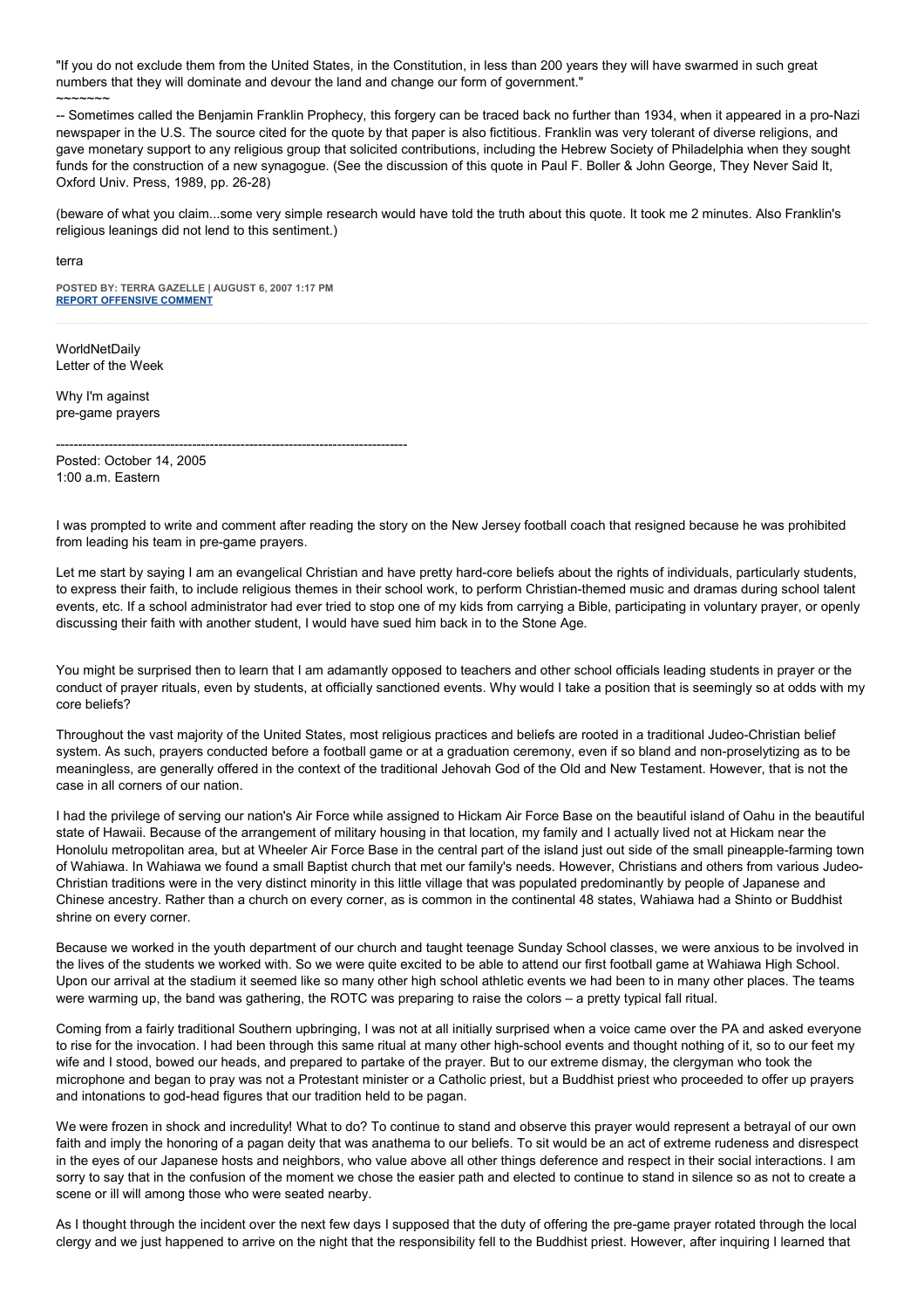"If you do not exclude them from the United States, in the Constitution, in less than 200 years they will have swarmed in such great numbers that they will dominate and devour the land and change our form of government."
~~~~~~~

-- Sometimes called the Benjamin Franklin Prophecy, this forgery can be traced back no further than 1934, when it appeared in a pro-Nazi newspaper in the U.S. The source cited for the quote by that paper is also fictitious. Franklin was very tolerant of diverse religions, and gave monetary support to any religious group that solicited contributions, including the Hebrew Society of Philadelphia when they sought funds for the construction of a new synagogue. (See the discussion of this quote in Paul F. Boller & John George, They Never Said It, Oxford Univ. Press, 1989, pp. 26-28)

(beware of what you claim...some very simple research would have told the truth about this quote. It took me 2 minutes. Also Franklin's religious leanings did not lend to this sentiment.)

terra

**POSTED BY: TERRA GAZELLE | AUGUST 6, 2007 1:17 PM**
**REPORT OFFENSIVE COMMENT**

---

WorldNetDaily
Letter of the Week

Why I'm against
pre-game prayers

--------------------------------------------------------------------------------

Posted: October 14, 2005
1:00 a.m. Eastern

I was prompted to write and comment after reading the story on the New Jersey football coach that resigned because he was prohibited from leading his team in pre-game prayers.

Let me start by saying I am an evangelical Christian and have pretty hard-core beliefs about the rights of individuals, particularly students, to express their faith, to include religious themes in their school work, to perform Christian-themed music and dramas during school talent events, etc. If a school administrator had ever tried to stop one of my kids from carrying a Bible, participating in voluntary prayer, or openly discussing their faith with another student, I would have sued him back in to the Stone Age.

You might be surprised then to learn that I am adamantly opposed to teachers and other school officials leading students in prayer or the conduct of prayer rituals, even by students, at officially sanctioned events. Why would I take a position that is seemingly so at odds with my core beliefs?

Throughout the vast majority of the United States, most religious practices and beliefs are rooted in a traditional Judeo-Christian belief system. As such, prayers conducted before a football game or at a graduation ceremony, even if so bland and non-proselytizing as to be meaningless, are generally offered in the context of the traditional Jehovah God of the Old and New Testament. However, that is not the case in all corners of our nation.

I had the privilege of serving our nation's Air Force while assigned to Hickam Air Force Base on the beautiful island of Oahu in the beautiful state of Hawaii. Because of the arrangement of military housing in that location, my family and I actually lived not at Hickam near the Honolulu metropolitan area, but at Wheeler Air Force Base in the central part of the island just out side of the small pineapple-farming town of Wahiawa. In Wahiawa we found a small Baptist church that met our family's needs. However, Christians and others from various Judeo-Christian traditions were in the very distinct minority in this little village that was populated predominantly by people of Japanese and Chinese ancestry. Rather than a church on every corner, as is common in the continental 48 states, Wahiawa had a Shinto or Buddhist shrine on every corner.

Because we worked in the youth department of our church and taught teenage Sunday School classes, we were anxious to be involved in the lives of the students we worked with. So we were quite excited to be able to attend our first football game at Wahiawa High School. Upon our arrival at the stadium it seemed like so many other high school athletic events we had been to in many other places. The teams were warming up, the band was gathering, the ROTC was preparing to raise the colors – a pretty typical fall ritual.

Coming from a fairly traditional Southern upbringing, I was not at all initially surprised when a voice came over the PA and asked everyone to rise for the invocation. I had been through this same ritual at many other high-school events and thought nothing of it, so to our feet my wife and I stood, bowed our heads, and prepared to partake of the prayer. But to our extreme dismay, the clergyman who took the microphone and began to pray was not a Protestant minister or a Catholic priest, but a Buddhist priest who proceeded to offer up prayers and intonations to god-head figures that our tradition held to be pagan.

We were frozen in shock and incredulity! What to do? To continue to stand and observe this prayer would represent a betrayal of our own faith and imply the honoring of a pagan deity that was anathema to our beliefs. To sit would be an act of extreme rudeness and disrespect in the eyes of our Japanese hosts and neighbors, who value above all other things deference and respect in their social interactions. I am sorry to say that in the confusion of the moment we chose the easier path and elected to continue to stand in silence so as not to create a scene or ill will among those who were seated nearby.

As I thought through the incident over the next few days I supposed that the duty of offering the pre-game prayer rotated through the local clergy and we just happened to arrive on the night that the responsibility fell to the Buddhist priest. However, after inquiring I learned that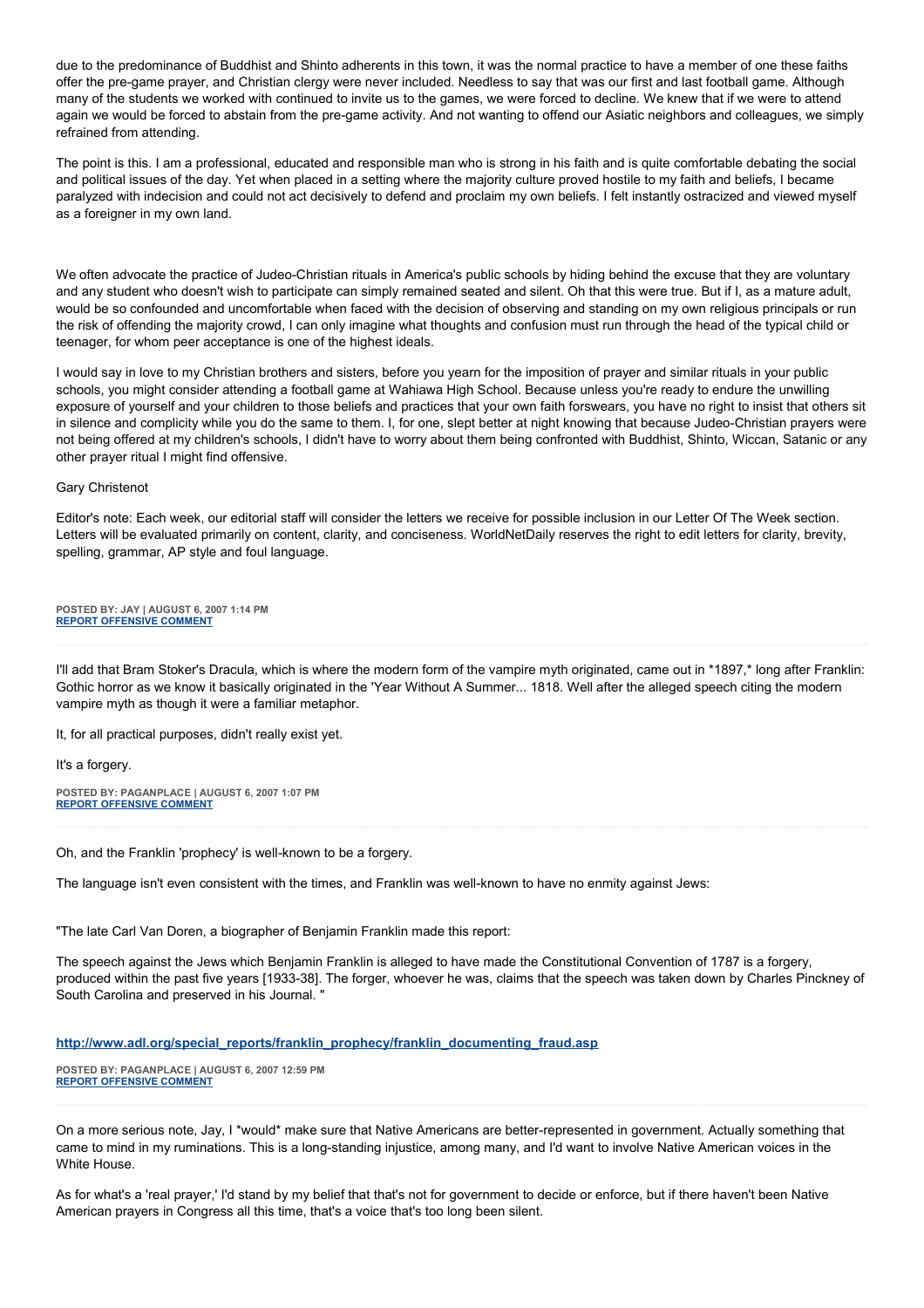due to the predominance of Buddhist and Shinto adherents in this town, it was the normal practice to have a member of one these faiths offer the pre-game prayer, and Christian clergy were never included. Needless to say that was our first and last football game. Although many of the students we worked with continued to invite us to the games, we were forced to decline. We knew that if we were to attend again we would be forced to abstain from the pre-game activity. And not wanting to offend our Asiatic neighbors and colleagues, we simply refrained from attending.

The point is this. I am a professional, educated and responsible man who is strong in his faith and is quite comfortable debating the social and political issues of the day. Yet when placed in a setting where the majority culture proved hostile to my faith and beliefs, I became paralyzed with indecision and could not act decisively to defend and proclaim my own beliefs. I felt instantly ostracized and viewed myself as a foreigner in my own land.

We often advocate the practice of Judeo-Christian rituals in America's public schools by hiding behind the excuse that they are voluntary and any student who doesn't wish to participate can simply remained seated and silent. Oh that this were true. But if I, as a mature adult, would be so confounded and uncomfortable when faced with the decision of observing and standing on my own religious principals or run the risk of offending the majority crowd, I can only imagine what thoughts and confusion must run through the head of the typical child or teenager, for whom peer acceptance is one of the highest ideals.

I would say in love to my Christian brothers and sisters, before you yearn for the imposition of prayer and similar rituals in your public schools, you might consider attending a football game at Wahiawa High School. Because unless you're ready to endure the unwilling exposure of yourself and your children to those beliefs and practices that your own faith forswears, you have no right to insist that others sit in silence and complicity while you do the same to them. I, for one, slept better at night knowing that because Judeo-Christian prayers were not being offered at my children's schools, I didn't have to worry about them being confronted with Buddhist, Shinto, Wiccan, Satanic or any other prayer ritual I might find offensive.

Gary Christenot

Editor's note: Each week, our editorial staff will consider the letters we receive for possible inclusion in our Letter Of The Week section. Letters will be evaluated primarily on content, clarity, and conciseness. WorldNetDaily reserves the right to edit letters for clarity, brevity, spelling, grammar, AP style and foul language.

**POSTED BY: JAY | AUGUST 6, 2007 1:14 PM**
**REPORT OFFENSIVE COMMENT**

---

I'll add that Bram Stoker's Dracula, which is where the modern form of the vampire myth originated, came out in *1897,* long after Franklin: Gothic horror as we know it basically originated in the 'Year Without A Summer... 1818. Well after the alleged speech citing the modern vampire myth as though it were a familiar metaphor.

It, for all practical purposes, didn't really exist yet.

It's a forgery.

**POSTED BY: PAGANPLACE | AUGUST 6, 2007 1:07 PM**
**REPORT OFFENSIVE COMMENT**

---

Oh, and the Franklin 'prophecy' is well-known to be a forgery.

The language isn't even consistent with the times, and Franklin was well-known to have no enmity against Jews:

"The late Carl Van Doren, a biographer of Benjamin Franklin made this report:

The speech against the Jews which Benjamin Franklin is alleged to have made the Constitutional Convention of 1787 is a forgery, produced within the past five years [1933-38]. The forger, whoever he was, claims that the speech was taken down by Charles Pinckney of South Carolina and preserved in his Journal. "

**http://www.adl.org/special_reports/franklin_prophecy/franklin_documenting_fraud.asp**

**POSTED BY: PAGANPLACE | AUGUST 6, 2007 12:59 PM**
**REPORT OFFENSIVE COMMENT**

---

On a more serious note, Jay, I *would* make sure that Native Americans are better-represented in government. Actually something that came to mind in my ruminations. This is a long-standing injustice, among many, and I'd want to involve Native American voices in the White House.

As for what's a 'real prayer,' I'd stand by my belief that that's not for government to decide or enforce, but if there haven't been Native American prayers in Congress all this time, that's a voice that's too long been silent.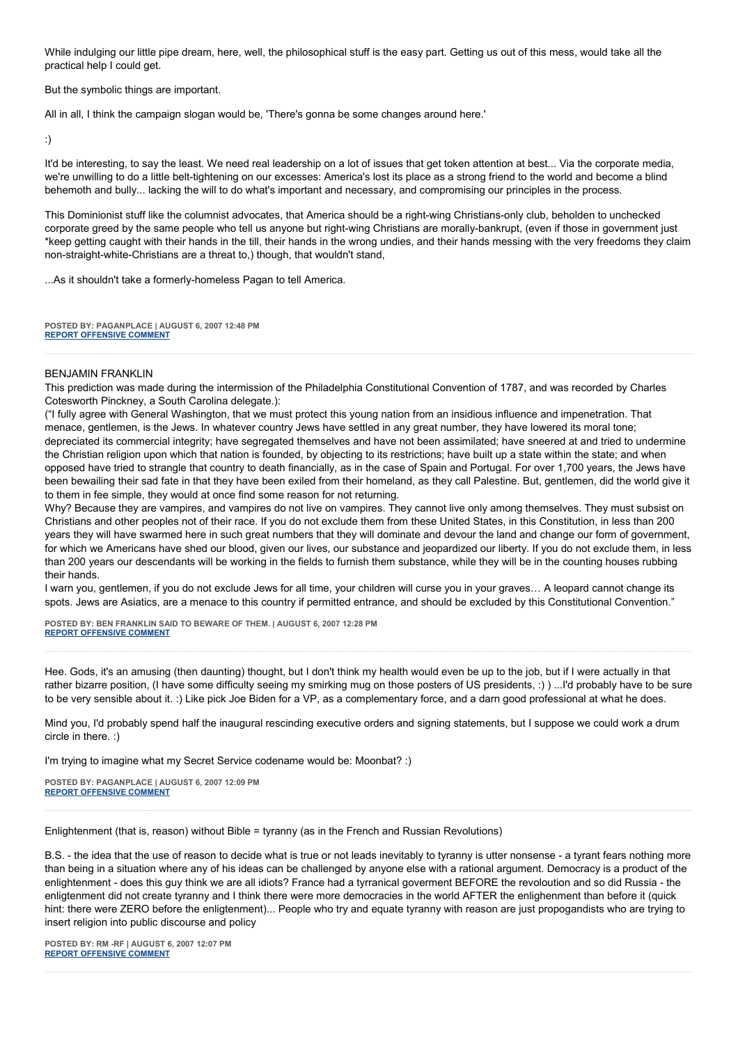While indulging our little pipe dream, here, well, the philosophical stuff is the easy part. Getting us out of this mess, would take all the practical help I could get.

But the symbolic things are important.

All in all, I think the campaign slogan would be, 'There's gonna be some changes around here.'

:)

It'd be interesting, to say the least. We need real leadership on a lot of issues that get token attention at best... Via the corporate media, we're unwilling to do a little belt-tightening on our excesses: America's lost its place as a strong friend to the world and become a blind behemoth and bully... lacking the will to do what's important and necessary, and compromising our principles in the process.

This Dominionist stuff like the columnist advocates, that America should be a right-wing Christians-only club, beholden to unchecked corporate greed by the same people who tell us anyone but right-wing Christians are morally-bankrupt, (even if those in government just *keep getting caught with their hands in the till, their hands in the wrong undies, and their hands messing with the very freedoms they claim non-straight-white-Christians are a threat to,) though, that wouldn't stand,

...As it shouldn't take a formerly-homeless Pagan to tell America.

**POSTED BY: PAGANPLACE | AUGUST 6, 2007 12:48 PM**
**REPORT OFFENSIVE COMMENT**

---

BENJAMIN FRANKLIN
This prediction was made during the intermission of the Philadelphia Constitutional Convention of 1787, and was recorded by Charles Cotesworth Pinckney, a South Carolina delegate.):
("I fully agree with General Washington, that we must protect this young nation from an insidious influence and impenetration. That menace, gentlemen, is the Jews. In whatever country Jews have settled in any great number, they have lowered its moral tone; depreciated its commercial integrity; have segregated themselves and have not been assimilated; have sneered at and tried to undermine the Christian religion upon which that nation is founded, by objecting to its restrictions; have built up a state within the state; and when opposed have tried to strangle that country to death financially, as in the case of Spain and Portugal. For over 1,700 years, the Jews have been bewailing their sad fate in that they have been exiled from their homeland, as they call Palestine. But, gentlemen, did the world give it to them in fee simple, they would at once find some reason for not returning.
Why? Because they are vampires, and vampires do not live on vampires. They cannot live only among themselves. They must subsist on Christians and other peoples not of their race. If you do not exclude them from these United States, in this Constitution, in less than 200 years they will have swarmed here in such great numbers that they will dominate and devour the land and change our form of government, for which we Americans have shed our blood, given our lives, our substance and jeopardized our liberty. If you do not exclude them, in less than 200 years our descendants will be working in the fields to furnish them substance, while they will be in the counting houses rubbing their hands.
I warn you, gentlemen, if you do not exclude Jews for all time, your children will curse you in your graves… A leopard cannot change its spots. Jews are Asiatics, are a menace to this country if permitted entrance, and should be excluded by this Constitutional Convention."

**POSTED BY: BEN FRANKLIN SAID TO BEWARE OF THEM. | AUGUST 6, 2007 12:28 PM**
**REPORT OFFENSIVE COMMENT**

---

Hee. Gods, it's an amusing (then daunting) thought, but I don't think my health would even be up to the job, but if I were actually in that rather bizarre position, (I have some difficulty seeing my smirking mug on those posters of US presidents, :) ) ...I'd probably have to be sure to be very sensible about it. :) Like pick Joe Biden for a VP, as a complementary force, and a darn good professional at what he does.

Mind you, I'd probably spend half the inaugural rescinding executive orders and signing statements, but I suppose we could work a drum circle in there. :)

I'm trying to imagine what my Secret Service codename would be: Moonbat? :)

**POSTED BY: PAGANPLACE | AUGUST 6, 2007 12:09 PM**
**REPORT OFFENSIVE COMMENT**

---

Enlightenment (that is, reason) without Bible = tyranny (as in the French and Russian Revolutions)

B.S. - the idea that the use of reason to decide what is true or not leads inevitably to tyranny is utter nonsense - a tyrant fears nothing more than being in a situation where any of his ideas can be challenged by anyone else with a rational argument. Democracy is a product of the enlightenment - does this guy think we are all idiots? France had a tyrranical goverment BEFORE the revoloution and so did Russia - the enligtenment did not create tyranny and I think there were more democracies in the world AFTER the enlighenment than before it (quick hint: there were ZERO before the enligtenment)... People who try and equate tyranny with reason are just propogandists who are trying to insert religion into public discourse and policy

**POSTED BY: RM -RF | AUGUST 6, 2007 12:07 PM**
**REPORT OFFENSIVE COMMENT**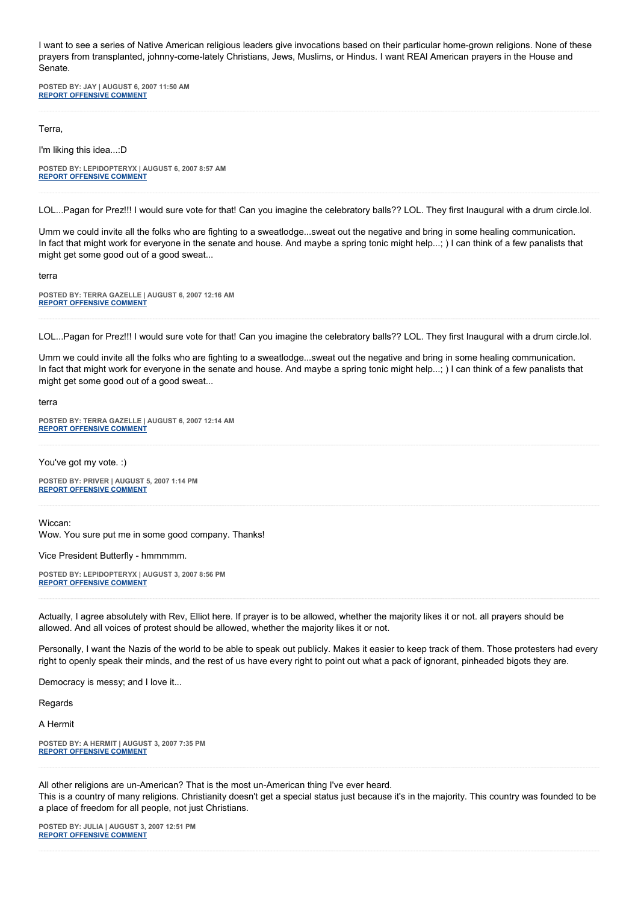I want to see a series of Native American religious leaders give invocations based on their particular home-grown religions. None of these prayers from transplanted, johnny-come-lately Christians, Jews, Muslims, or Hindus. I want REAl American prayers in the House and Senate.

**POSTED BY: JAY | AUGUST 6, 2007 11:50 AM**
**REPORT OFFENSIVE COMMENT**

---

Terra,

I'm liking this idea...:D

**POSTED BY: LEPIDOPTERYX | AUGUST 6, 2007 8:57 AM**
**REPORT OFFENSIVE COMMENT**

---

LOL...Pagan for Prez!!! I would sure vote for that! Can you imagine the celebratory balls?? LOL. They first Inaugural with a drum circle.lol.

Umm we could invite all the folks who are fighting to a sweatlodge...sweat out the negative and bring in some healing communication. In fact that might work for everyone in the senate and house. And maybe a spring tonic might help...; ) I can think of a few panalists that might get some good out of a good sweat...

terra

**POSTED BY: TERRA GAZELLE | AUGUST 6, 2007 12:16 AM**
**REPORT OFFENSIVE COMMENT**

---

LOL...Pagan for Prez!!! I would sure vote for that! Can you imagine the celebratory balls?? LOL. They first Inaugural with a drum circle.lol.

Umm we could invite all the folks who are fighting to a sweatlodge...sweat out the negative and bring in some healing communication. In fact that might work for everyone in the senate and house. And maybe a spring tonic might help...; ) I can think of a few panalists that might get some good out of a good sweat...

terra

**POSTED BY: TERRA GAZELLE | AUGUST 6, 2007 12:14 AM**
**REPORT OFFENSIVE COMMENT**

---

You've got my vote. :)

**POSTED BY: PRIVER | AUGUST 5, 2007 1:14 PM**
**REPORT OFFENSIVE COMMENT**

---

Wiccan:
Wow. You sure put me in some good company. Thanks!

Vice President Butterfly - hmmmmm.

**POSTED BY: LEPIDOPTERYX | AUGUST 3, 2007 8:56 PM**
**REPORT OFFENSIVE COMMENT**

---

Actually, I agree absolutely with Rev, Elliot here. If prayer is to be allowed, whether the majority likes it or not. all prayers should be allowed. And all voices of protest should be allowed, whether the majority likes it or not.

Personally, I want the Nazis of the world to be able to speak out publicly. Makes it easier to keep track of them. Those protesters had every right to openly speak their minds, and the rest of us have every right to point out what a pack of ignorant, pinheaded bigots they are.

Democracy is messy; and I love it...

Regards

A Hermit

**POSTED BY: A HERMIT | AUGUST 3, 2007 7:35 PM**
**REPORT OFFENSIVE COMMENT**

---

All other religions are un-American? That is the most un-American thing I've ever heard.
This is a country of many religions. Christianity doesn't get a special status just because it's in the majority. This country was founded to be a place of freedom for all people, not just Christians.

**POSTED BY: JULIA | AUGUST 3, 2007 12:51 PM**
**REPORT OFFENSIVE COMMENT**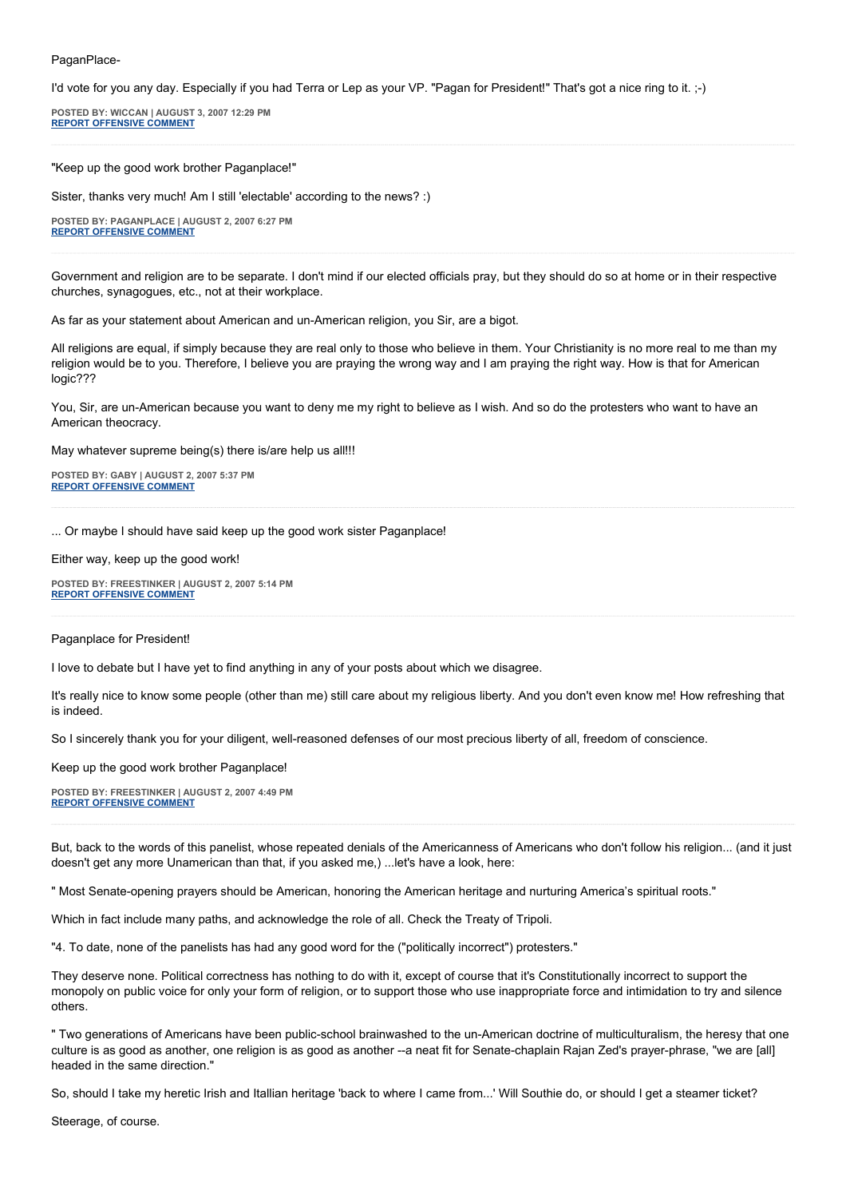PaganPlace-

I'd vote for you any day. Especially if you had Terra or Lep as your VP. "Pagan for President!" That's got a nice ring to it. ;-)

**POSTED BY: WICCAN | AUGUST 3, 2007 12:29 PM**
**REPORT OFFENSIVE COMMENT**

---

"Keep up the good work brother Paganplace!"

Sister, thanks very much! Am I still 'electable' according to the news? :)

**POSTED BY: PAGANPLACE | AUGUST 2, 2007 6:27 PM**
**REPORT OFFENSIVE COMMENT**

---

Government and religion are to be separate. I don't mind if our elected officials pray, but they should do so at home or in their respective churches, synagogues, etc., not at their workplace.

As far as your statement about American and un-American religion, you Sir, are a bigot.

All religions are equal, if simply because they are real only to those who believe in them. Your Christianity is no more real to me than my religion would be to you. Therefore, I believe you are praying the wrong way and I am praying the right way. How is that for American logic???

You, Sir, are un-American because you want to deny me my right to believe as I wish. And so do the protesters who want to have an American theocracy.

May whatever supreme being(s) there is/are help us all!!!

**POSTED BY: GABY | AUGUST 2, 2007 5:37 PM**
**REPORT OFFENSIVE COMMENT**

---

... Or maybe I should have said keep up the good work sister Paganplace!

Either way, keep up the good work!

**POSTED BY: FREESTINKER | AUGUST 2, 2007 5:14 PM**
**REPORT OFFENSIVE COMMENT**

---

Paganplace for President!

I love to debate but I have yet to find anything in any of your posts about which we disagree.

It's really nice to know some people (other than me) still care about my religious liberty. And you don't even know me! How refreshing that is indeed.

So I sincerely thank you for your diligent, well-reasoned defenses of our most precious liberty of all, freedom of conscience.

Keep up the good work brother Paganplace!

**POSTED BY: FREESTINKER | AUGUST 2, 2007 4:49 PM**
**REPORT OFFENSIVE COMMENT**

---

But, back to the words of this panelist, whose repeated denials of the Americanness of Americans who don't follow his religion... (and it just doesn't get any more Unamerican than that, if you asked me,) ...let's have a look, here:

" Most Senate-opening prayers should be American, honoring the American heritage and nurturing America's spiritual roots."

Which in fact include many paths, and acknowledge the role of all. Check the Treaty of Tripoli.

"4. To date, none of the panelists has had any good word for the ("politically incorrect") protesters."

They deserve none. Political correctness has nothing to do with it, except of course that it's Constitutionally incorrect to support the monopoly on public voice for only your form of religion, or to support those who use inappropriate force and intimidation to try and silence others.

" Two generations of Americans have been public-school brainwashed to the un-American doctrine of multiculturalism, the heresy that one culture is as good as another, one religion is as good as another --a neat fit for Senate-chaplain Rajan Zed's prayer-phrase, "we are [all] headed in the same direction."

So, should I take my heretic Irish and Itallian heritage 'back to where I came from...' Will Southie do, or should I get a steamer ticket?

Steerage, of course.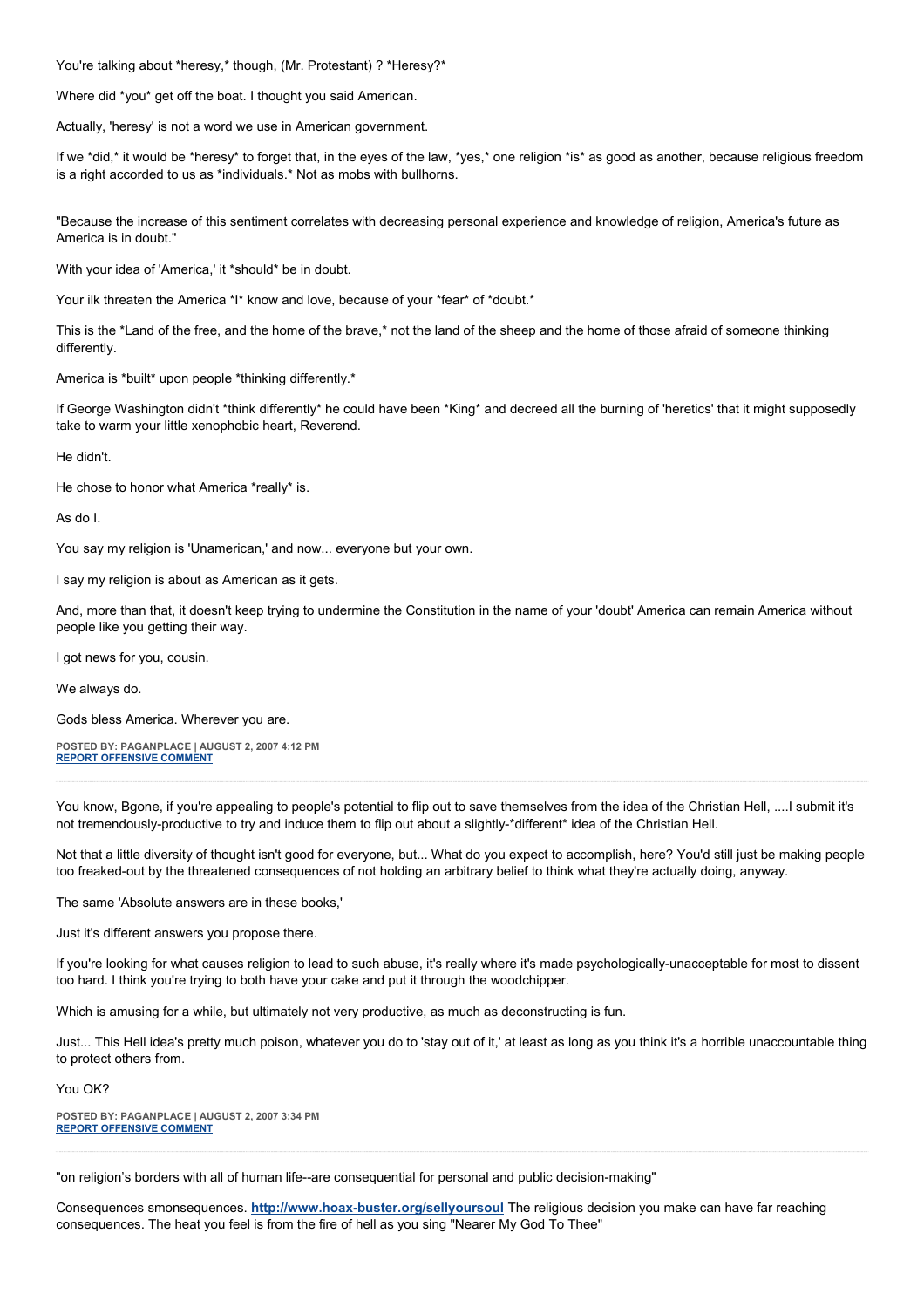You're talking about *heresy,* though, (Mr. Protestant) ? *Heresy?*

Where did *you* get off the boat. I thought you said American.

Actually, 'heresy' is not a word we use in American government.

If we *did,* it would be *heresy* to forget that, in the eyes of the law, *yes,* one religion *is* as good as another, because religious freedom is a right accorded to us as *individuals.* Not as mobs with bullhorns.

"Because the increase of this sentiment correlates with decreasing personal experience and knowledge of religion, America's future as America is in doubt."

With your idea of 'America,' it *should* be in doubt.

Your ilk threaten the America *I* know and love, because of your *fear* of *doubt.*

This is the *Land of the free, and the home of the brave,* not the land of the sheep and the home of those afraid of someone thinking differently.

America is *built* upon people *thinking differently.*

If George Washington didn't *think differently* he could have been *King* and decreed all the burning of 'heretics' that it might supposedly take to warm your little xenophobic heart, Reverend.

He didn't.

He chose to honor what America *really* is.

As do I.

You say my religion is 'Unamerican,' and now... everyone but your own.

I say my religion is about as American as it gets.

And, more than that, it doesn't keep trying to undermine the Constitution in the name of your 'doubt' America can remain America without people like you getting their way.

I got news for you, cousin.

We always do.

Gods bless America. Wherever you are.

**POSTED BY: PAGANPLACE | AUGUST 2, 2007 4:12 PM**
**REPORT OFFENSIVE COMMENT**

---

You know, Bgone, if you're appealing to people's potential to flip out to save themselves from the idea of the Christian Hell, ....I submit it's not tremendously-productive to try and induce them to flip out about a slightly-*different* idea of the Christian Hell.

Not that a little diversity of thought isn't good for everyone, but... What do you expect to accomplish, here? You'd still just be making people too freaked-out by the threatened consequences of not holding an arbitrary belief to think what they're actually doing, anyway.

The same 'Absolute answers are in these books,'

Just it's different answers you propose there.

If you're looking for what causes religion to lead to such abuse, it's really where it's made psychologically-unacceptable for most to dissent too hard. I think you're trying to both have your cake and put it through the woodchipper.

Which is amusing for a while, but ultimately not very productive, as much as deconstructing is fun.

Just... This Hell idea's pretty much poison, whatever you do to 'stay out of it,' at least as long as you think it's a horrible unaccountable thing to protect others from.

You OK?

**POSTED BY: PAGANPLACE | AUGUST 2, 2007 3:34 PM**
**REPORT OFFENSIVE COMMENT**

---

"on religion's borders with all of human life--are consequential for personal and public decision-making"

Consequences smonsequences. **http://www.hoax-buster.org/sellyoursoul** The religious decision you make can have far reaching consequences. The heat you feel is from the fire of hell as you sing "Nearer My God To Thee"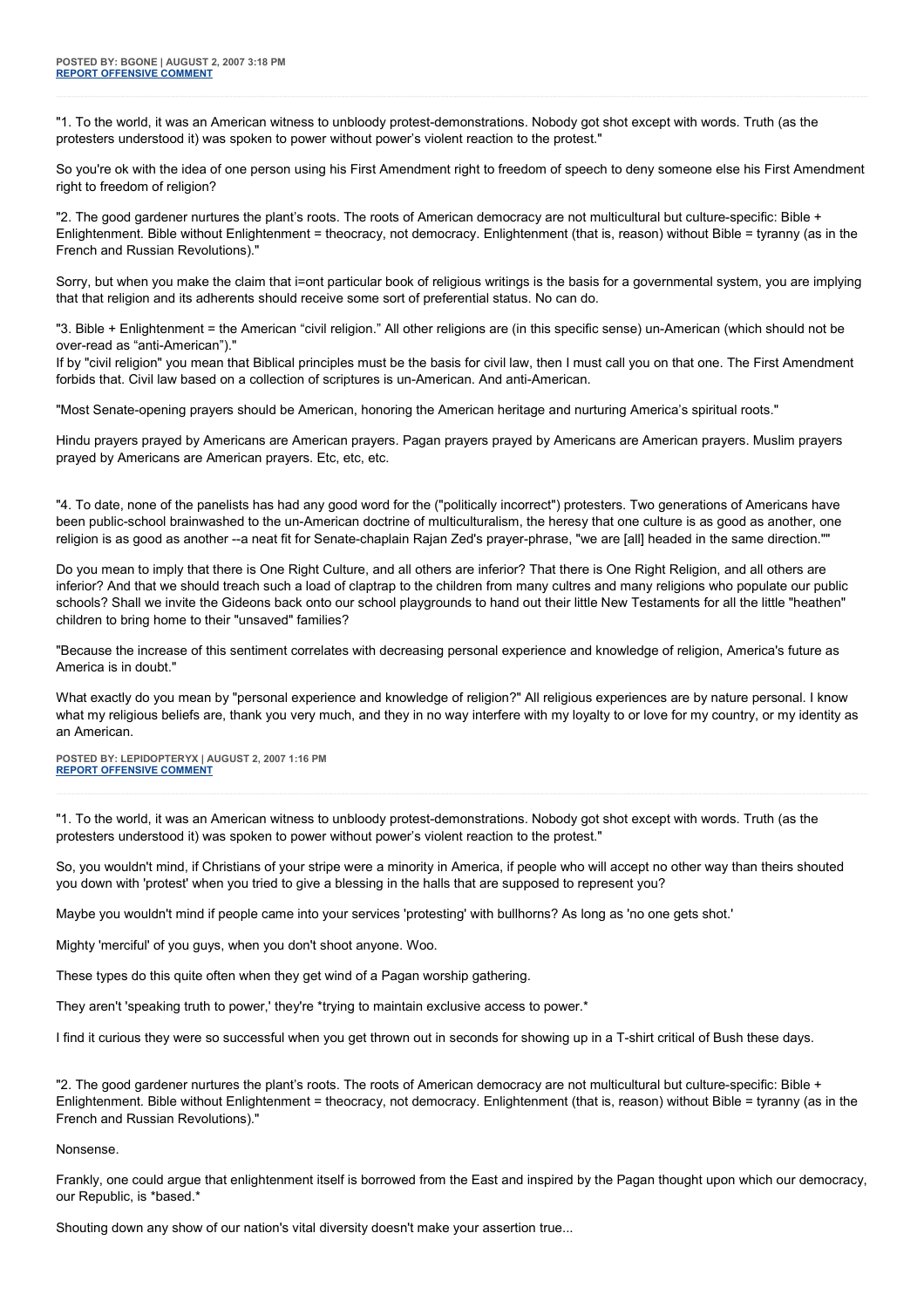**POSTED BY: BGONE | AUGUST 2, 2007 3:18 PM**
**REPORT OFFENSIVE COMMENT**

---

"1. To the world, it was an American witness to unbloody protest-demonstrations. Nobody got shot except with words. Truth (as the protesters understood it) was spoken to power without power's violent reaction to the protest."

So you're ok with the idea of one person using his First Amendment right to freedom of speech to deny someone else his First Amendment right to freedom of religion?

"2. The good gardener nurtures the plant's roots. The roots of American democracy are not multicultural but culture-specific: Bible + Enlightenment. Bible without Enlightenment = theocracy, not democracy. Enlightenment (that is, reason) without Bible = tyranny (as in the French and Russian Revolutions)."

Sorry, but when you make the claim that i=ont particular book of religious writings is the basis for a governmental system, you are implying that that religion and its adherents should receive some sort of preferential status. No can do.

"3. Bible + Enlightenment = the American "civil religion." All other religions are (in this specific sense) un-American (which should not be over-read as "anti-American")."
If by "civil religion" you mean that Biblical principles must be the basis for civil law, then I must call you on that one. The First Amendment forbids that. Civil law based on a collection of scriptures is un-American. And anti-American.

"Most Senate-opening prayers should be American, honoring the American heritage and nurturing America's spiritual roots."

Hindu prayers prayed by Americans are American prayers. Pagan prayers prayed by Americans are American prayers. Muslim prayers prayed by Americans are American prayers. Etc, etc, etc.

"4. To date, none of the panelists has had any good word for the ("politically incorrect") protesters. Two generations of Americans have been public-school brainwashed to the un-American doctrine of multiculturalism, the heresy that one culture is as good as another, one religion is as good as another --a neat fit for Senate-chaplain Rajan Zed's prayer-phrase, "we are [all] headed in the same direction.""

Do you mean to imply that there is One Right Culture, and all others are inferior? That there is One Right Religion, and all others are inferior? And that we should treach such a load of claptrap to the children from many cultres and many religions who populate our public schools? Shall we invite the Gideons back onto our school playgrounds to hand out their little New Testaments for all the little "heathen" children to bring home to their "unsaved" families?

"Because the increase of this sentiment correlates with decreasing personal experience and knowledge of religion, America's future as America is in doubt."

What exactly do you mean by "personal experience and knowledge of religion?" All religious experiences are by nature personal. I know what my religious beliefs are, thank you very much, and they in no way interfere with my loyalty to or love for my country, or my identity as an American.

**POSTED BY: LEPIDOPTERYX | AUGUST 2, 2007 1:16 PM**
**REPORT OFFENSIVE COMMENT**

---

"1. To the world, it was an American witness to unbloody protest-demonstrations. Nobody got shot except with words. Truth (as the protesters understood it) was spoken to power without power's violent reaction to the protest."

So, you wouldn't mind, if Christians of your stripe were a minority in America, if people who will accept no other way than theirs shouted you down with 'protest' when you tried to give a blessing in the halls that are supposed to represent you?

Maybe you wouldn't mind if people came into your services 'protesting' with bullhorns? As long as 'no one gets shot.'

Mighty 'merciful' of you guys, when you don't shoot anyone. Woo.

These types do this quite often when they get wind of a Pagan worship gathering.

They aren't 'speaking truth to power,' they're *trying to maintain exclusive access to power.*

I find it curious they were so successful when you get thrown out in seconds for showing up in a T-shirt critical of Bush these days.

"2. The good gardener nurtures the plant's roots. The roots of American democracy are not multicultural but culture-specific: Bible + Enlightenment. Bible without Enlightenment = theocracy, not democracy. Enlightenment (that is, reason) without Bible = tyranny (as in the French and Russian Revolutions)."

Nonsense.

Frankly, one could argue that enlightenment itself is borrowed from the East and inspired by the Pagan thought upon which our democracy, our Republic, is *based.*

Shouting down any show of our nation's vital diversity doesn't make your assertion true...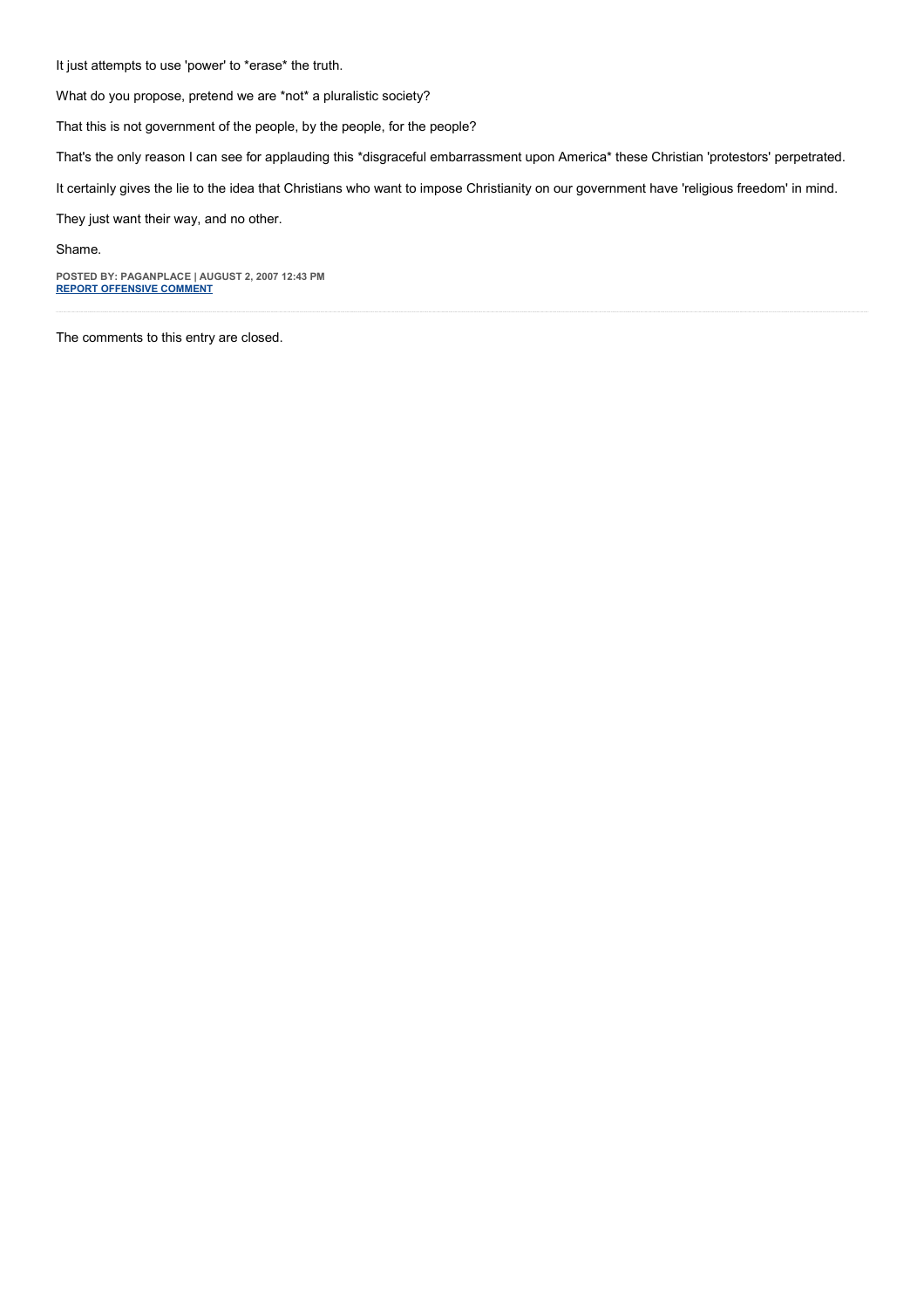It just attempts to use 'power' to *erase* the truth.

What do you propose, pretend we are *not* a pluralistic society?

That this is not government of the people, by the people, for the people?

That's the only reason I can see for applauding this *disgraceful embarrassment upon America* these Christian 'protestors' perpetrated.

It certainly gives the lie to the idea that Christians who want to impose Christianity on our government have 'religious freedom' in mind.

They just want their way, and no other.

Shame.

**POSTED BY: PAGANPLACE | AUGUST 2, 2007 12:43 PM**
**REPORT OFFENSIVE COMMENT**

---

The comments to this entry are closed.